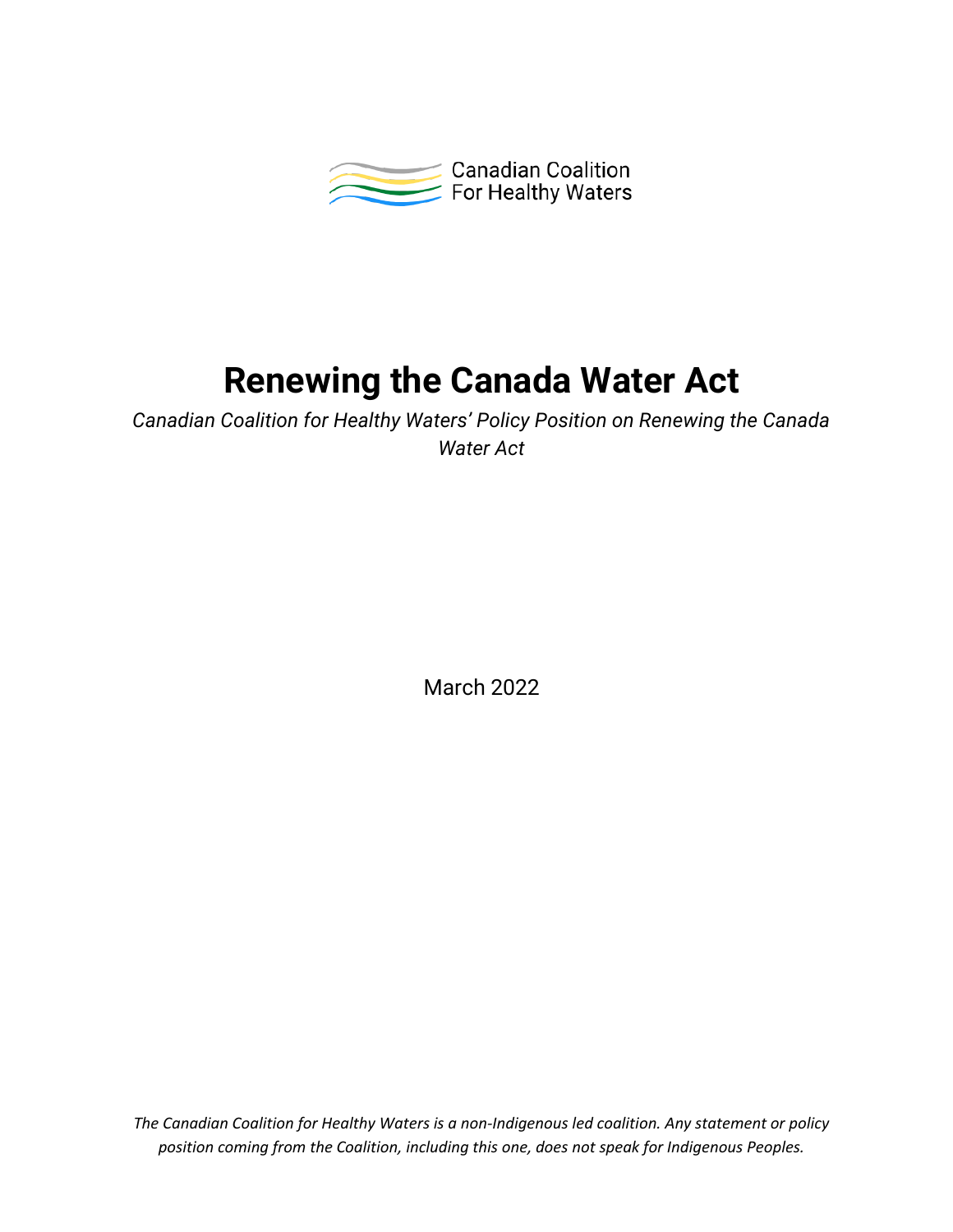Canadian Coalition For Healthy Waters

# Renewing the Canada Water Act

*Canadian Coalition for Healthy Waters' Policy Position on Renewing the Canada Water Act*

March 2022

*The Canadian Coalition for Healthy Waters is a non-Indigenous led coalition. Any statement or policy position coming from the Coalition, including this one, does not speak for Indigenous Peoples.*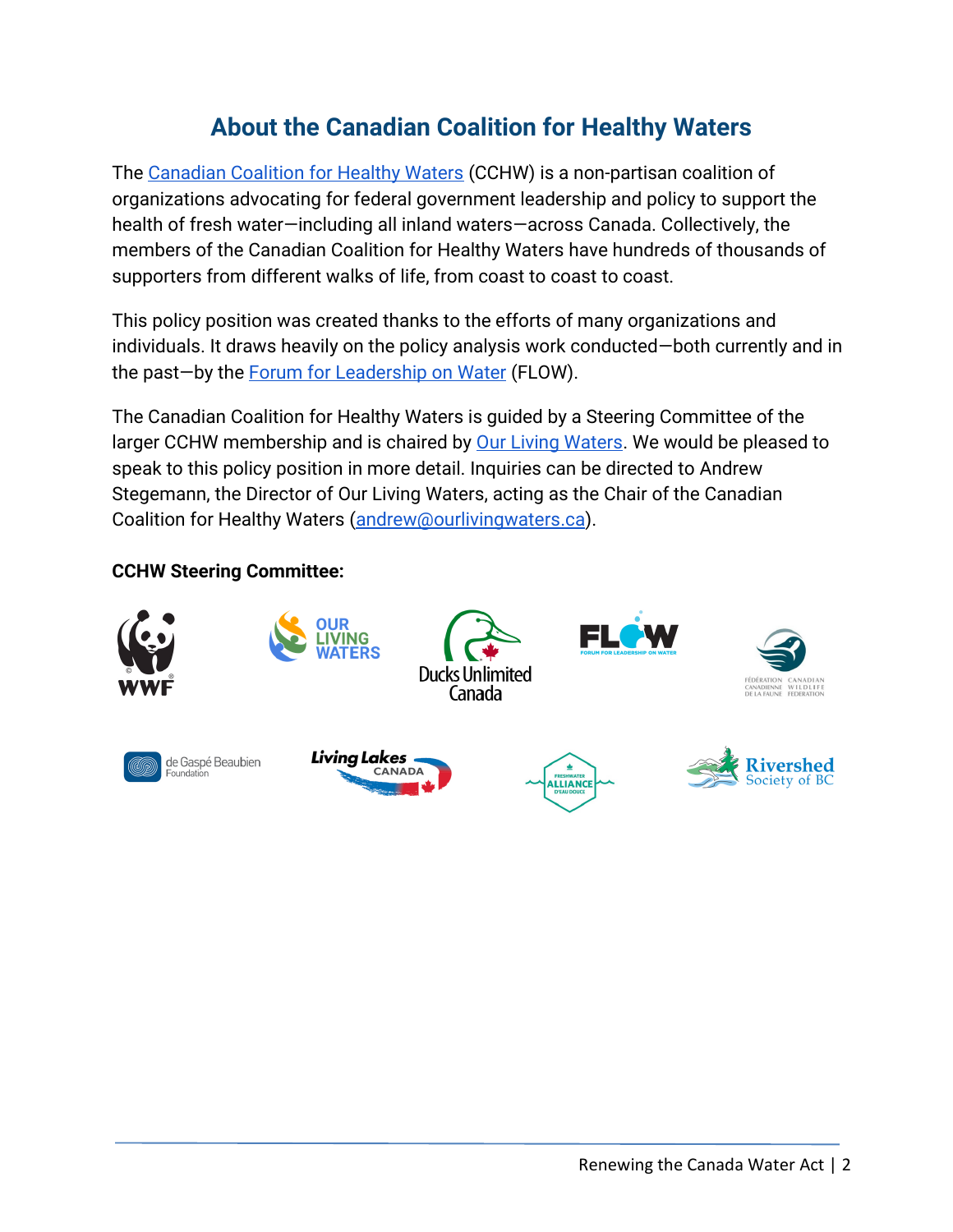# About the Canadian Coalition for Healthy Waters

The Canadian Coalition for Healthy Waters (CCHW) is a non-partisan coalition of organizations advocating for federal government leadership and policy to support the health of fresh water—including all inland waters—across Canada. Collectively, the members of the Canadian Coalition for Healthy Waters have hundreds of thousands of supporters from different walks of life, from coast to coast to coast.

This policy position was created thanks to the efforts of many organizations and individuals. It draws heavily on the policy analysis work conducted—both currently and in the past—by the Forum for Leadership on Water (FLOW).

The Canadian Coalition for Healthy Waters is guided by a Steering Committee of the larger CCHW membership and is chaired by Our Living Waters. We would be pleased to speak to this policy position in more detail. Inquiries can be directed to Andrew Stegemann, the Director of Our Living Waters, acting as the Chair of the Canadian Coalition for Healthy Waters (andrew@ourlivingwaters.ca).

**CCHW Steering Committee:**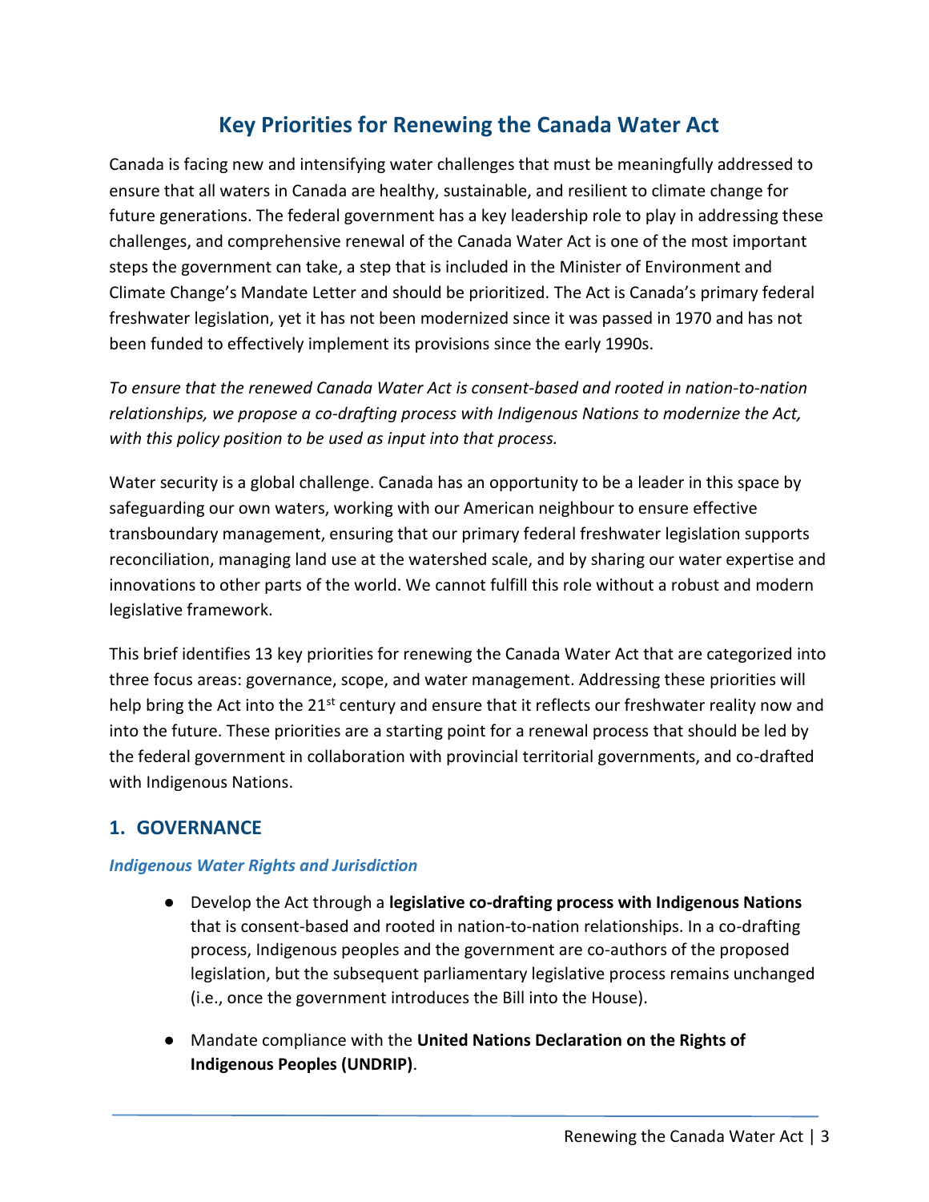# Key Priorities for Renewing the Canada Water Act

Canada is facing new and intensifying water challenges that must be meaningfully addressed to ensure that all waters in Canada are healthy, sustainable, and resilient to climate change for future generations. The federal government has a key leadership role to play in addressing these challenges, and comprehensive renewal of the Canada Water Act is one of the most important steps the government can take, a step that is included in the Minister of Environment and Climate Change's Mandate Letter and should be prioritized. The Act is Canada's primary federal freshwater legislation, yet it has not been modernized since it was passed in 1970 and has not been funded to effectively implement its provisions since the early 1990s.

*To ensure that the renewed Canada Water Act is consent-based and rooted in nation-to-nation relationships, we propose a co-drafting process with Indigenous Nations to modernize the Act, with this policy position to be used as input into that process.*

Water security is a global challenge. Canada has an opportunity to be a leader in this space by safeguarding our own waters, working with our American neighbour to ensure effective transboundary management, ensuring that our primary federal freshwater legislation supports reconciliation, managing land use at the watershed scale, and by sharing our water expertise and innovations to other parts of the world. We cannot fulfill this role without a robust and modern legislative framework.

This brief identifies 13 key priorities for renewing the Canada Water Act that are categorized into three focus areas: governance, scope, and water management. Addressing these priorities will help bring the Act into the 21st century and ensure that it reflects our freshwater reality now and into the future. These priorities are a starting point for a renewal process that should be led by the federal government in collaboration with provincial territorial governments, and co-drafted with Indigenous Nations.

## 1. GOVERNANCE

### *Indigenous Water Rights and Jurisdiction*

- Develop the Act through a **legislative co-drafting process with Indigenous Nations** that is consent-based and rooted in nation-to-nation relationships. In a co-drafting process, Indigenous peoples and the government are co-authors of the proposed legislation, but the subsequent parliamentary legislative process remains unchanged (i.e., once the government introduces the Bill into the House).

- Mandate compliance with the **United Nations Declaration on the Rights of Indigenous Peoples (UNDRIP)**.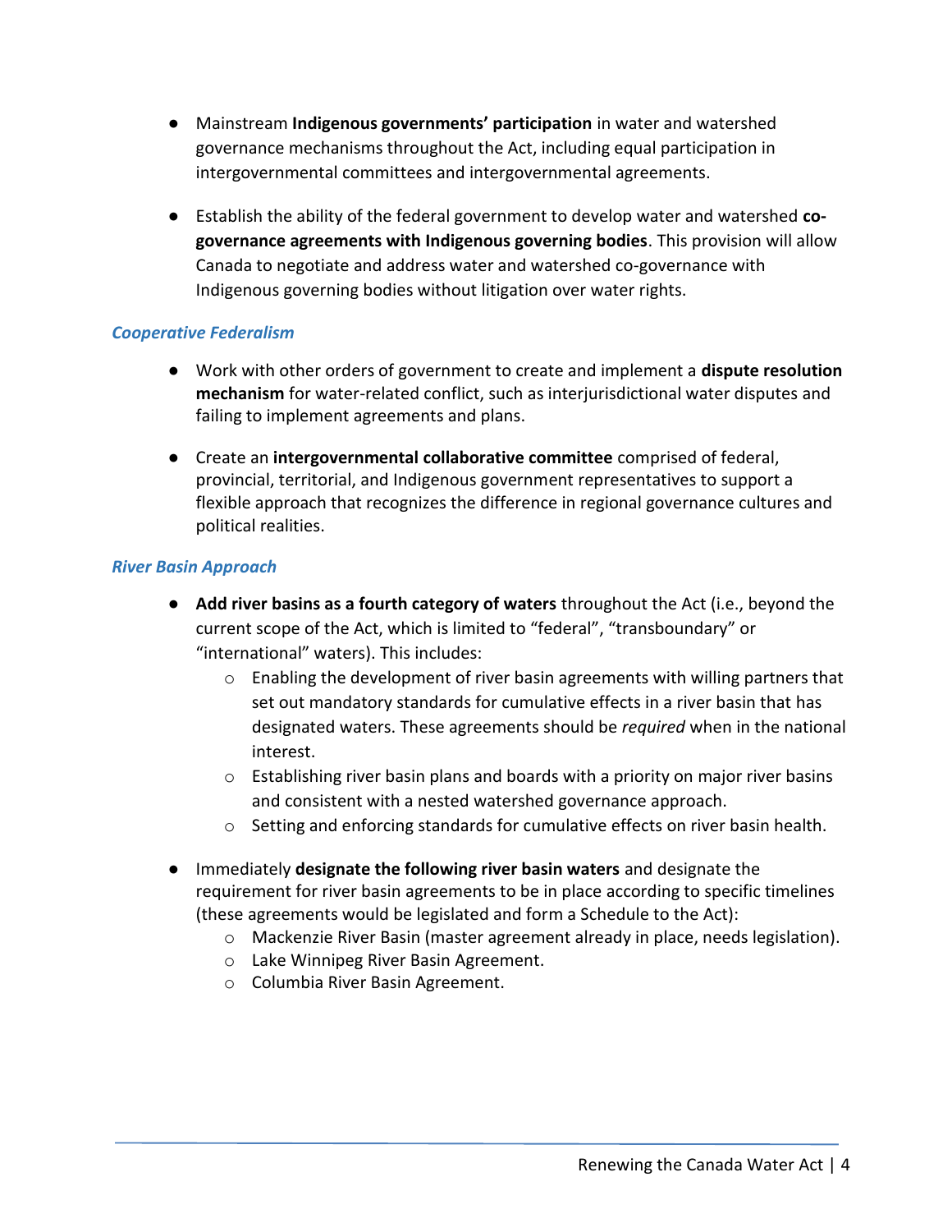- Mainstream **Indigenous governments' participation** in water and watershed governance mechanisms throughout the Act, including equal participation in intergovernmental committees and intergovernmental agreements.

- Establish the ability of the federal government to develop water and watershed **co-governance agreements with Indigenous governing bodies**. This provision will allow Canada to negotiate and address water and watershed co-governance with Indigenous governing bodies without litigation over water rights.

### *Cooperative Federalism*

- Work with other orders of government to create and implement a **dispute resolution mechanism** for water-related conflict, such as interjurisdictional water disputes and failing to implement agreements and plans.

- Create an **intergovernmental collaborative committee** comprised of federal, provincial, territorial, and Indigenous government representatives to support a flexible approach that recognizes the difference in regional governance cultures and political realities.

### *River Basin Approach*

- **Add river basins as a fourth category of waters** throughout the Act (i.e., beyond the current scope of the Act, which is limited to "federal", "transboundary" or "international" waters). This includes:
  - Enabling the development of river basin agreements with willing partners that set out mandatory standards for cumulative effects in a river basin that has designated waters. These agreements should be *required* when in the national interest.
  - Establishing river basin plans and boards with a priority on major river basins and consistent with a nested watershed governance approach.
  - Setting and enforcing standards for cumulative effects on river basin health.

- Immediately **designate the following river basin waters** and designate the requirement for river basin agreements to be in place according to specific timelines (these agreements would be legislated and form a Schedule to the Act):
  - Mackenzie River Basin (master agreement already in place, needs legislation).
  - Lake Winnipeg River Basin Agreement.
  - Columbia River Basin Agreement.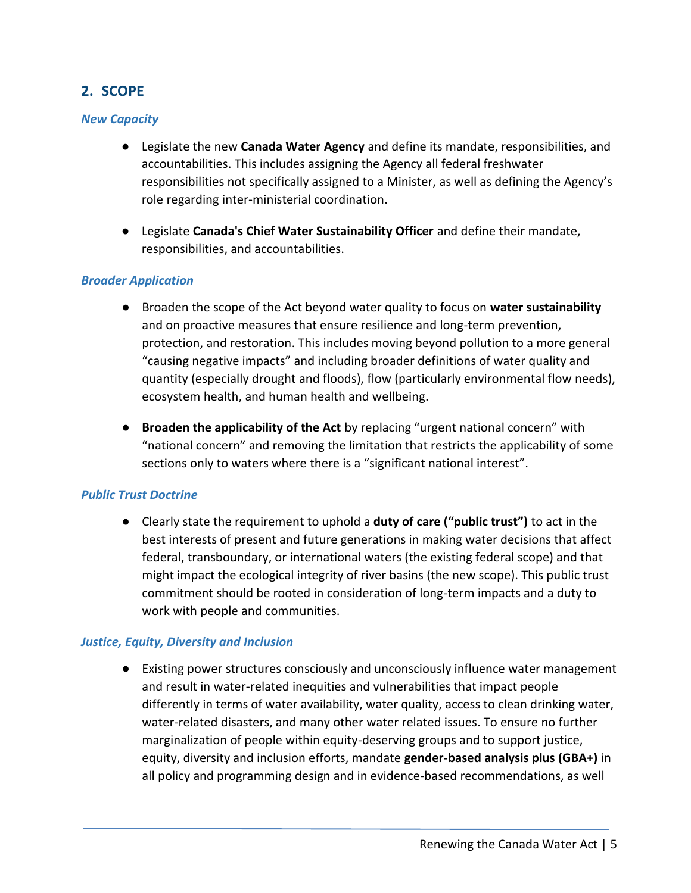## 2. SCOPE

### *New Capacity*

- Legislate the new **Canada Water Agency** and define its mandate, responsibilities, and accountabilities. This includes assigning the Agency all federal freshwater responsibilities not specifically assigned to a Minister, as well as defining the Agency's role regarding inter-ministerial coordination.

- Legislate **Canada's Chief Water Sustainability Officer** and define their mandate, responsibilities, and accountabilities.

### *Broader Application*

- Broaden the scope of the Act beyond water quality to focus on **water sustainability** and on proactive measures that ensure resilience and long-term prevention, protection, and restoration. This includes moving beyond pollution to a more general "causing negative impacts" and including broader definitions of water quality and quantity (especially drought and floods), flow (particularly environmental flow needs), ecosystem health, and human health and wellbeing.

- **Broaden the applicability of the Act** by replacing "urgent national concern" with "national concern" and removing the limitation that restricts the applicability of some sections only to waters where there is a "significant national interest".

### *Public Trust Doctrine*

- Clearly state the requirement to uphold a **duty of care ("public trust")** to act in the best interests of present and future generations in making water decisions that affect federal, transboundary, or international waters (the existing federal scope) and that might impact the ecological integrity of river basins (the new scope). This public trust commitment should be rooted in consideration of long-term impacts and a duty to work with people and communities.

### *Justice, Equity, Diversity and Inclusion*

- Existing power structures consciously and unconsciously influence water management and result in water-related inequities and vulnerabilities that impact people differently in terms of water availability, water quality, access to clean drinking water, water-related disasters, and many other water related issues. To ensure no further marginalization of people within equity-deserving groups and to support justice, equity, diversity and inclusion efforts, mandate **gender-based analysis plus (GBA+)** in all policy and programming design and in evidence-based recommendations, as well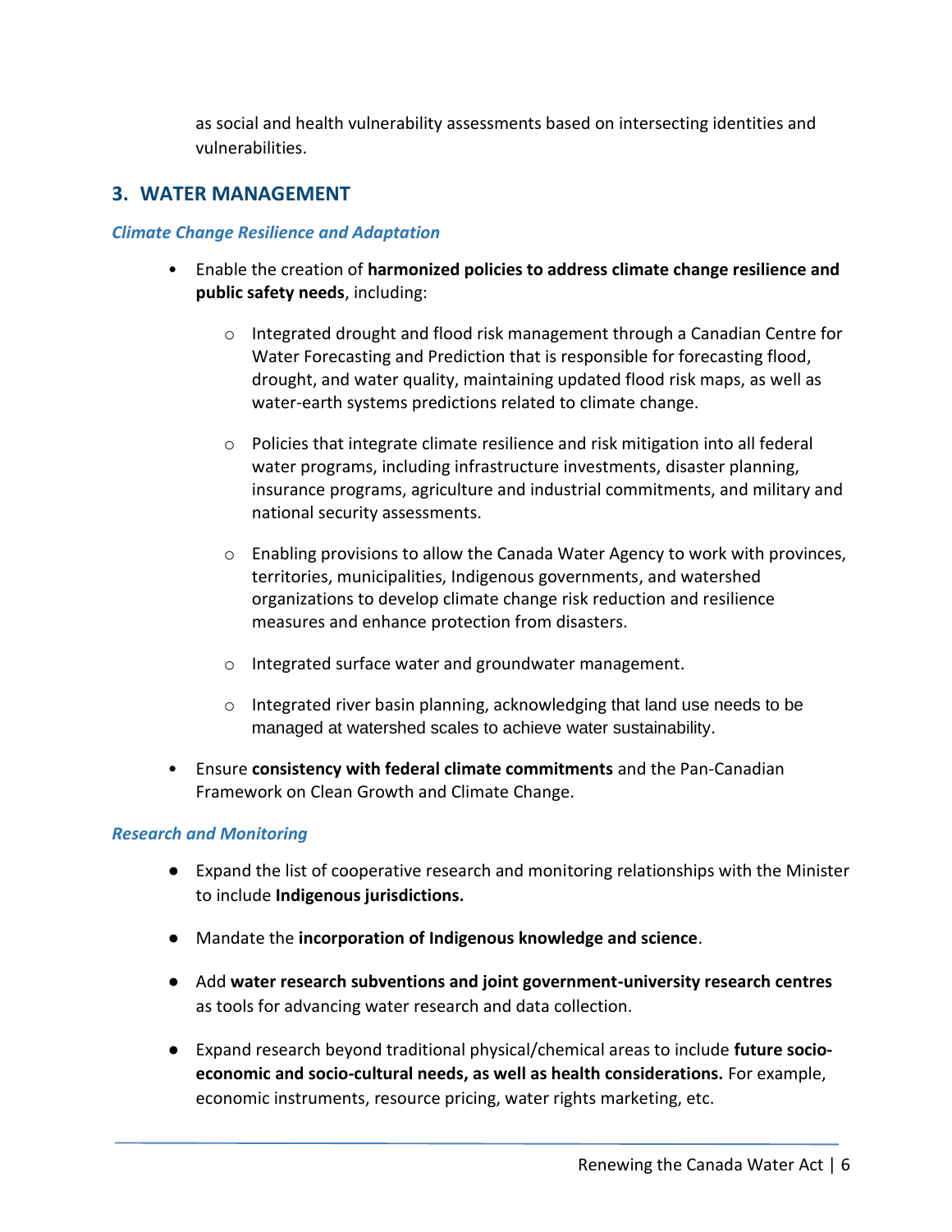as social and health vulnerability assessments based on intersecting identities and vulnerabilities.

## 3. WATER MANAGEMENT

### *Climate Change Resilience and Adaptation*

- Enable the creation of **harmonized policies to address climate change resilience and public safety needs**, including:
    - Integrated drought and flood risk management through a Canadian Centre for Water Forecasting and Prediction that is responsible for forecasting flood, drought, and water quality, maintaining updated flood risk maps, as well as water-earth systems predictions related to climate change.
    - Policies that integrate climate resilience and risk mitigation into all federal water programs, including infrastructure investments, disaster planning, insurance programs, agriculture and industrial commitments, and military and national security assessments.
    - Enabling provisions to allow the Canada Water Agency to work with provinces, territories, municipalities, Indigenous governments, and watershed organizations to develop climate change risk reduction and resilience measures and enhance protection from disasters.
    - Integrated surface water and groundwater management.
    - Integrated river basin planning, acknowledging that land use needs to be managed at watershed scales to achieve water sustainability.
- Ensure **consistency with federal climate commitments** and the Pan-Canadian Framework on Clean Growth and Climate Change.

### *Research and Monitoring*

- Expand the list of cooperative research and monitoring relationships with the Minister to include **Indigenous jurisdictions.**
- Mandate the **incorporation of Indigenous knowledge and science**.
- Add **water research subventions and joint government-university research centres** as tools for advancing water research and data collection.
- Expand research beyond traditional physical/chemical areas to include **future socio-economic and socio-cultural needs, as well as health considerations.** For example, economic instruments, resource pricing, water rights marketing, etc.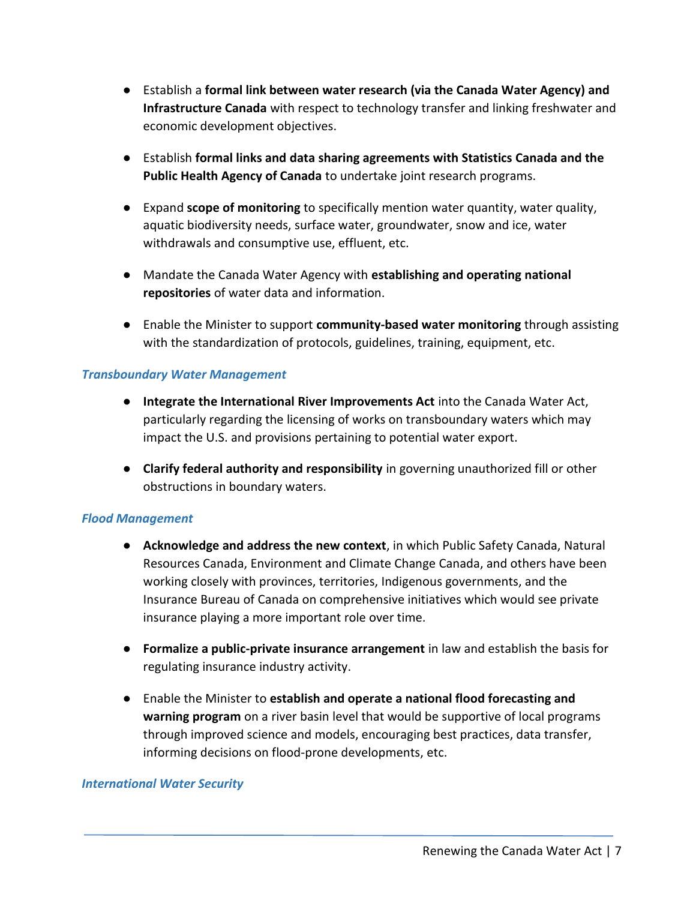- Establish a **formal link between water research (via the Canada Water Agency) and Infrastructure Canada** with respect to technology transfer and linking freshwater and economic development objectives.

- Establish **formal links and data sharing agreements with Statistics Canada and the Public Health Agency of Canada** to undertake joint research programs.

- Expand **scope of monitoring** to specifically mention water quantity, water quality, aquatic biodiversity needs, surface water, groundwater, snow and ice, water withdrawals and consumptive use, effluent, etc.

- Mandate the Canada Water Agency with **establishing and operating national repositories** of water data and information.

- Enable the Minister to support **community-based water monitoring** through assisting with the standardization of protocols, guidelines, training, equipment, etc.

### *Transboundary Water Management*

- **Integrate the International River Improvements Act** into the Canada Water Act, particularly regarding the licensing of works on transboundary waters which may impact the U.S. and provisions pertaining to potential water export.

- **Clarify federal authority and responsibility** in governing unauthorized fill or other obstructions in boundary waters.

### *Flood Management*

- **Acknowledge and address the new context**, in which Public Safety Canada, Natural Resources Canada, Environment and Climate Change Canada, and others have been working closely with provinces, territories, Indigenous governments, and the Insurance Bureau of Canada on comprehensive initiatives which would see private insurance playing a more important role over time.

- **Formalize a public-private insurance arrangement** in law and establish the basis for regulating insurance industry activity.

- Enable the Minister to **establish and operate a national flood forecasting and warning program** on a river basin level that would be supportive of local programs through improved science and models, encouraging best practices, data transfer, informing decisions on flood-prone developments, etc.

### *International Water Security*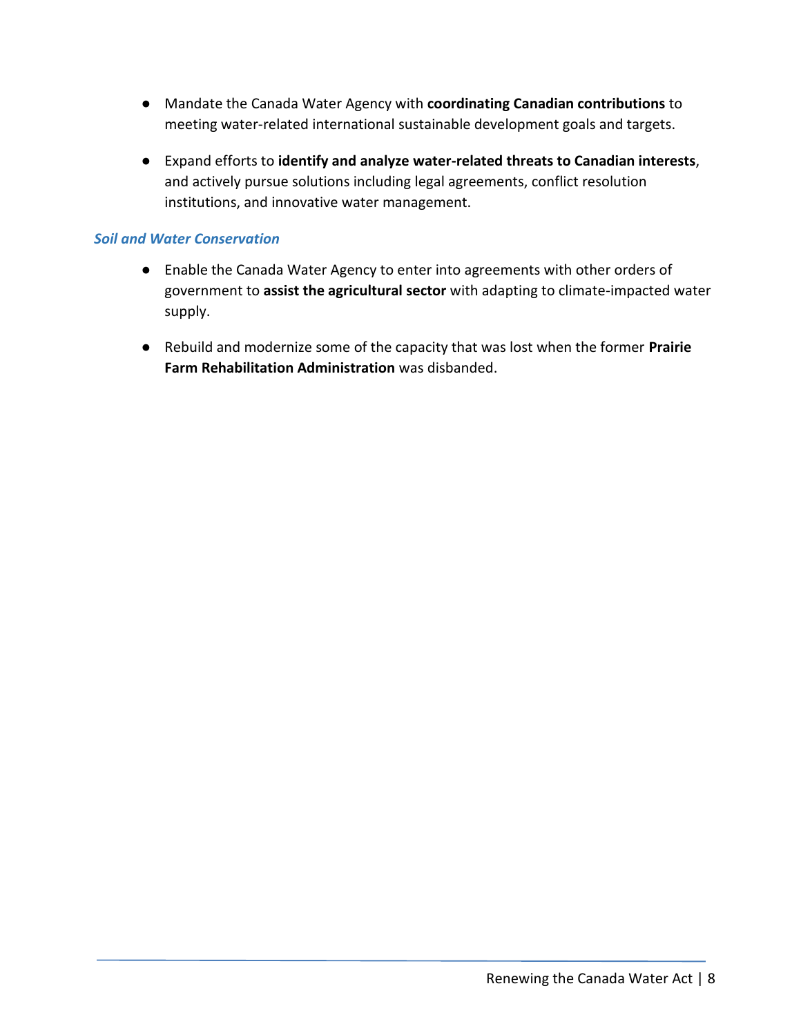- Mandate the Canada Water Agency with **coordinating Canadian contributions** to meeting water-related international sustainable development goals and targets.

- Expand efforts to **identify and analyze water-related threats to Canadian interests**, and actively pursue solutions including legal agreements, conflict resolution institutions, and innovative water management.

### *Soil and Water Conservation*

- Enable the Canada Water Agency to enter into agreements with other orders of government to **assist the agricultural sector** with adapting to climate-impacted water supply.

- Rebuild and modernize some of the capacity that was lost when the former **Prairie Farm Rehabilitation Administration** was disbanded.